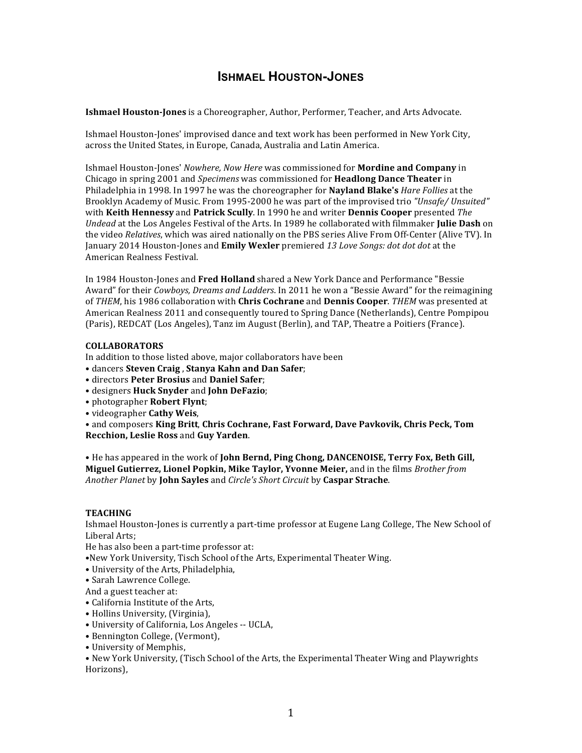# ISHMAEL HOUSTON-JONES

**Ishmael Houston-Jones** is a Choreographer, Author, Performer, Teacher, and Arts Advocate.

Ishmael Houston-Jones' improvised dance and text work has been performed in New York City, across the United States, in Europe, Canada, Australia and Latin America.

Ishmael Houston-Jones' *Nowhere, Now Here* was commissioned for **Mordine and Company** in Chicago in spring 2001 and *Specimens* was commissioned for **Headlong Dance Theater** in Philadelphia in 1998. In 1997 he was the choreographer for **Nayland Blake's** *Hare Follies* at the Brooklyn Academy of Music. From 1995-2000 he was part of the improvised trio *"Unsafe/ Unsuited"* with **Keith Hennessy** and **Patrick Scully**. In 1990 he and writer **Dennis Cooper** presented *The Undead* at the Los Angeles Festival of the Arts. In 1989 he collaborated with filmmaker **Julie Dash** on the video *Relatives*, which was aired nationally on the PBS series Alive From Off-Center (Alive TV). In January 2014 Houston-Jones and **Emily Wexler** premiered *13 Love Songs: dot dot dot* at the American Realness Festival.

In 1984 Houston-Jones and **Fred Holland** shared a New York Dance and Performance "Bessie Award" for their *Cowboys, Dreams and Ladders*. In 2011 he won a "Bessie Award" for the reimagining of *THEM*, his 1986 collaboration with **Chris Cochrane** and **Dennis Cooper**. *THEM* was presented at American Realness 2011 and consequently toured to Spring Dance (Netherlands), Centre Pompipou (Paris), REDCAT (Los Angeles), Tanz im August (Berlin), and TAP, Theatre a Poitiers (France).

**COLLABORATORS**

In addition to those listed above, major collaborators have been

- dancers **Steven Craig** , **Stanya Kahn and Dan Safer**;
- directors **Peter Brosius** and **Daniel Safer**;
- designers **Huck Snyder** and **John DeFazio**;
- photographer **Robert Flynt**;
- videographer **Cathy Weis**,
- and composers **King Britt**, **Chris Cochrane, Fast Forward, Dave Pavkovik, Chris Peck, Tom Recchion, Leslie Ross** and **Guy Yarden**.

- He has appeared in the work of **John Bernd, Ping Chong, DANCENOISE, Terry Fox, Beth Gill, Miguel Gutierrez, Lionel Popkin, Mike Taylor, Yvonne Meier,** and in the films *Brother from Another Planet* by **John Sayles** and *Circle's Short Circuit* by **Caspar Strache**.

**TEACHING**

Ishmael Houston-Jones is currently a part-time professor at Eugene Lang College, The New School of Liberal Arts;

He has also been a part-time professor at:

- New York University, Tisch School of the Arts, Experimental Theater Wing.
- University of the Arts, Philadelphia,
- Sarah Lawrence College.

And a guest teacher at:

- California Institute of the Arts,
- Hollins University, (Virginia),
- University of California, Los Angeles -- UCLA,
- Bennington College, (Vermont),
- University of Memphis,
- New York University, (Tisch School of the Arts, the Experimental Theater Wing and Playwrights Horizons),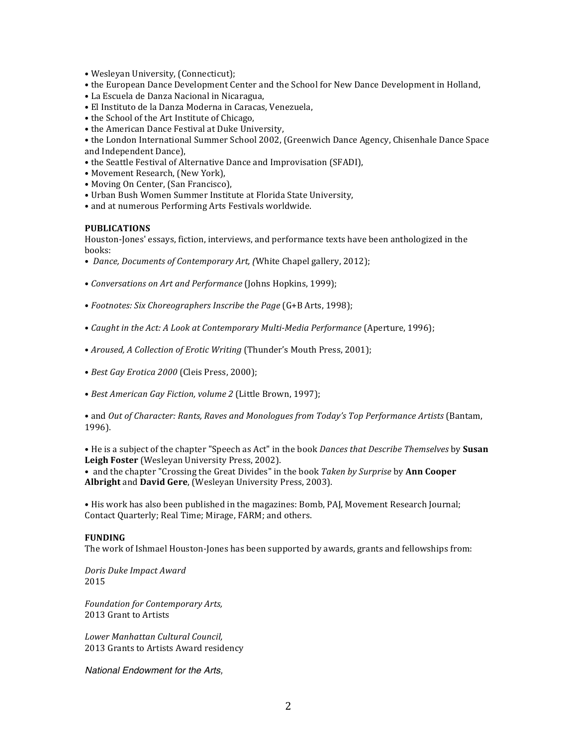- Wesleyan University, (Connecticut);
- the European Dance Development Center and the School for New Dance Development in Holland,
- La Escuela de Danza Nacional in Nicaragua,
- El Instituto de la Danza Moderna in Caracas, Venezuela,
- the School of the Art Institute of Chicago,
- the American Dance Festival at Duke University,
- the London International Summer School 2002, (Greenwich Dance Agency, Chisenhale Dance Space and Independent Dance),
- the Seattle Festival of Alternative Dance and Improvisation (SFADI),
- Movement Research, (New York),
- Moving On Center, (San Francisco),
- Urban Bush Women Summer Institute at Florida State University,
- and at numerous Performing Arts Festivals worldwide.

**PUBLICATIONS**

Houston-Jones' essays, fiction, interviews, and performance texts have been anthologized in the books:

- *Dance, Documents of Contemporary Art, (*White Chapel gallery, 2012);

- *Conversations on Art and Performance* (Johns Hopkins, 1999);

- *Footnotes: Six Choreographers Inscribe the Page* (G+B Arts, 1998);

- *Caught in the Act: A Look at Contemporary Multi-Media Performance* (Aperture, 1996);

- *Aroused, A Collection of Erotic Writing* (Thunder's Mouth Press, 2001);

- *Best Gay Erotica 2000* (Cleis Press, 2000);

- *Best American Gay Fiction, volume 2* (Little Brown, 1997);

- and *Out of Character: Rants, Raves and Monologues from Today's Top Performance Artists* (Bantam, 1996).

- He is a subject of the chapter "Speech as Act" in the book *Dances that Describe Themselves* by **Susan Leigh Foster** (Wesleyan University Press, 2002).
- and the chapter "Crossing the Great Divides" in the book *Taken by Surprise* by **Ann Cooper Albright** and **David Gere**, (Wesleyan University Press, 2003).

- His work has also been published in the magazines: Bomb, PAJ, Movement Research Journal; Contact Quarterly; Real Time; Mirage, FARM; and others.

**FUNDING**

The work of Ishmael Houston-Jones has been supported by awards, grants and fellowships from:

*Doris Duke Impact Award*
2015

*Foundation for Contemporary Arts,*
2013 Grant to Artists

*Lower Manhattan Cultural Council,*
2013 Grants to Artists Award residency

*National Endowment for the Arts,*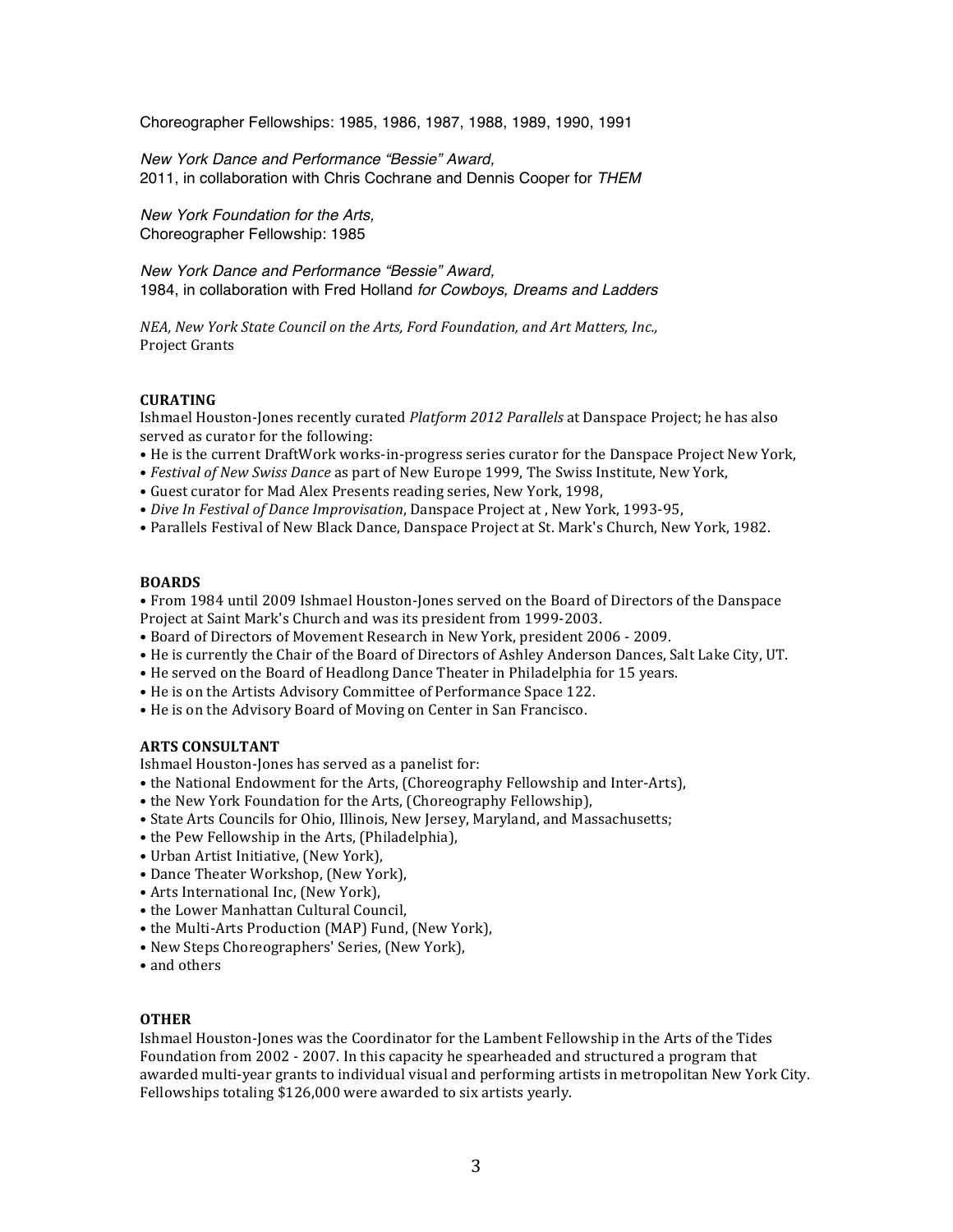Choreographer Fellowships: 1985, 1986, 1987, 1988, 1989, 1990, 1991

*New York Dance and Performance "Bessie" Award,*
2011, in collaboration with Chris Cochrane and Dennis Cooper for *THEM*

*New York Foundation for the Arts,*
Choreographer Fellowship: 1985

*New York Dance and Performance "Bessie" Award,*
1984, in collaboration with Fred Holland *for Cowboys, Dreams and Ladders*

*NEA, New York State Council on the Arts, Ford Foundation, and Art Matters, Inc.,*
Project Grants

**CURATING**

Ishmael Houston-Jones recently curated *Platform 2012 Parallels* at Danspace Project; he has also served as curator for the following:

- He is the current DraftWork works-in-progress series curator for the Danspace Project New York,
- *Festival of New Swiss Dance* as part of New Europe 1999, The Swiss Institute, New York,
- Guest curator for Mad Alex Presents reading series, New York, 1998,
- *Dive In Festival of Dance Improvisation*, Danspace Project at , New York, 1993-95,
- Parallels Festival of New Black Dance, Danspace Project at St. Mark's Church, New York, 1982.

**BOARDS**

- From 1984 until 2009 Ishmael Houston-Jones served on the Board of Directors of the Danspace Project at Saint Mark's Church and was its president from 1999-2003.
- Board of Directors of Movement Research in New York, president 2006 - 2009.
- He is currently the Chair of the Board of Directors of Ashley Anderson Dances, Salt Lake City, UT.
- He served on the Board of Headlong Dance Theater in Philadelphia for 15 years.
- He is on the Artists Advisory Committee of Performance Space 122.
- He is on the Advisory Board of Moving on Center in San Francisco.

**ARTS CONSULTANT**

Ishmael Houston-Jones has served as a panelist for:

- the National Endowment for the Arts, (Choreography Fellowship and Inter-Arts),
- the New York Foundation for the Arts, (Choreography Fellowship),
- State Arts Councils for Ohio, Illinois, New Jersey, Maryland, and Massachusetts;
- the Pew Fellowship in the Arts, (Philadelphia),
- Urban Artist Initiative, (New York),
- Dance Theater Workshop, (New York),
- Arts International Inc, (New York),
- the Lower Manhattan Cultural Council,
- the Multi-Arts Production (MAP) Fund, (New York),
- New Steps Choreographers' Series, (New York),
- and others

**OTHER**

Ishmael Houston-Jones was the Coordinator for the Lambent Fellowship in the Arts of the Tides Foundation from 2002 - 2007. In this capacity he spearheaded and structured a program that awarded multi-year grants to individual visual and performing artists in metropolitan New York City. Fellowships totaling $126,000 were awarded to six artists yearly.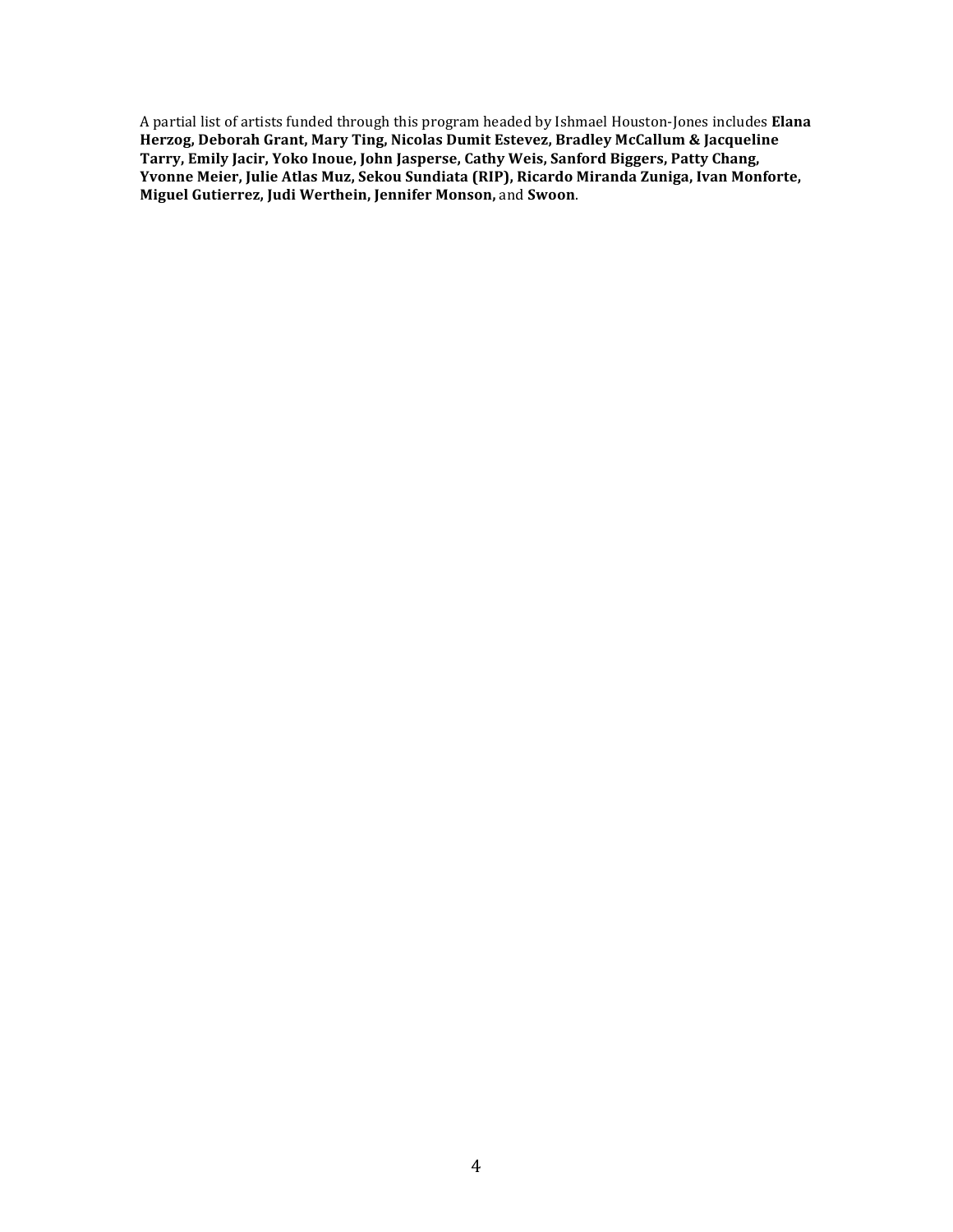A partial list of artists funded through this program headed by Ishmael Houston-Jones includes **Elana Herzog, Deborah Grant, Mary Ting, Nicolas Dumit Estevez, Bradley McCallum & Jacqueline Tarry, Emily Jacir, Yoko Inoue, John Jasperse, Cathy Weis, Sanford Biggers, Patty Chang, Yvonne Meier, Julie Atlas Muz, Sekou Sundiata (RIP), Ricardo Miranda Zuniga, Ivan Monforte, Miguel Gutierrez, Judi Werthein, Jennifer Monson,** and **Swoon**.